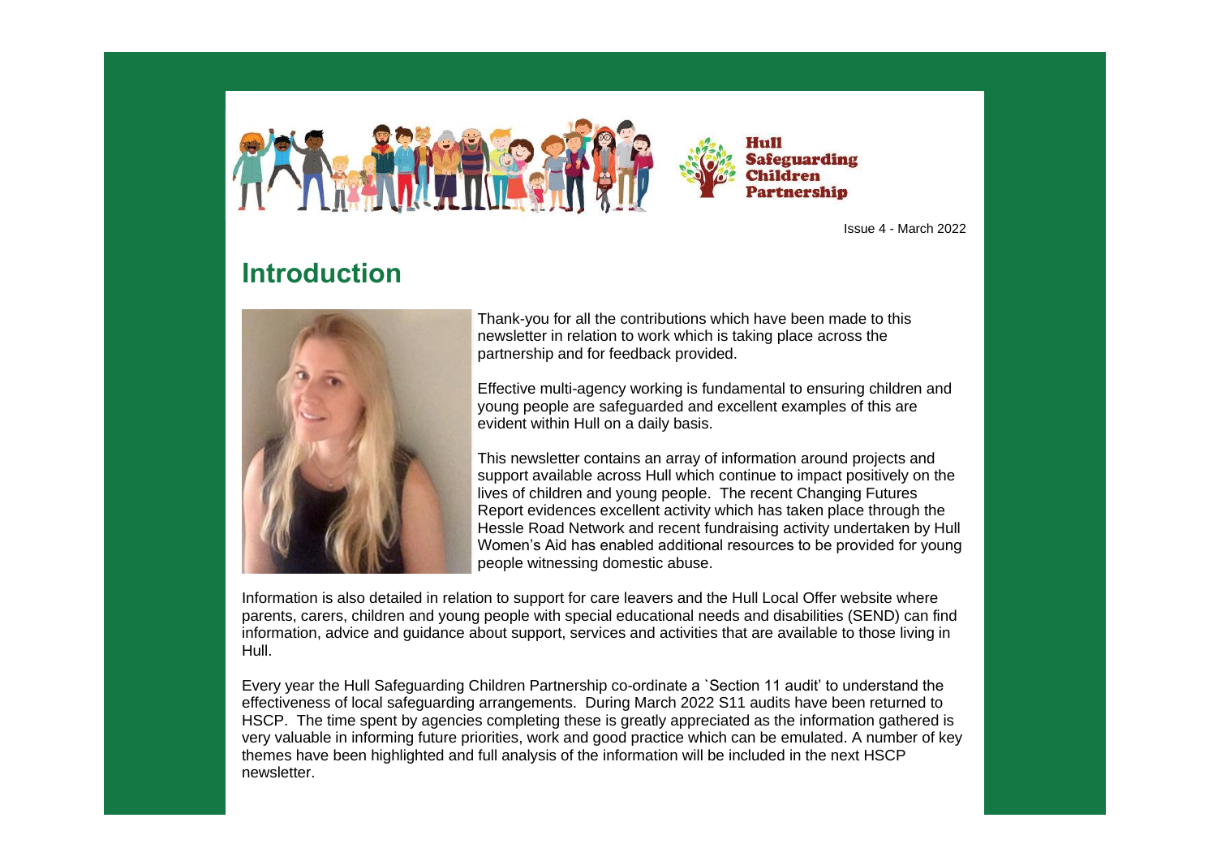Hull Safeguarding Children Partnership

Issue 4 - March 2022

## Introduction

Thank-you for all the contributions which have been made to this newsletter in relation to work which is taking place across the partnership and for feedback provided.

Effective multi-agency working is fundamental to ensuring children and young people are safeguarded and excellent examples of this are evident within Hull on a daily basis.

This newsletter contains an array of information around projects and support available across Hull which continue to impact positively on the lives of children and young people. The recent Changing Futures Report evidences excellent activity which has taken place through the Hessle Road Network and recent fundraising activity undertaken by Hull Women's Aid has enabled additional resources to be provided for young people witnessing domestic abuse.

Information is also detailed in relation to support for care leavers and the Hull Local Offer website where parents, carers, children and young people with special educational needs and disabilities (SEND) can find information, advice and guidance about support, services and activities that are available to those living in Hull.

Every year the Hull Safeguarding Children Partnership co-ordinate a `Section 11 audit' to understand the effectiveness of local safeguarding arrangements. During March 2022 S11 audits have been returned to HSCP. The time spent by agencies completing these is greatly appreciated as the information gathered is very valuable in informing future priorities, work and good practice which can be emulated. A number of key themes have been highlighted and full analysis of the information will be included in the next HSCP newsletter.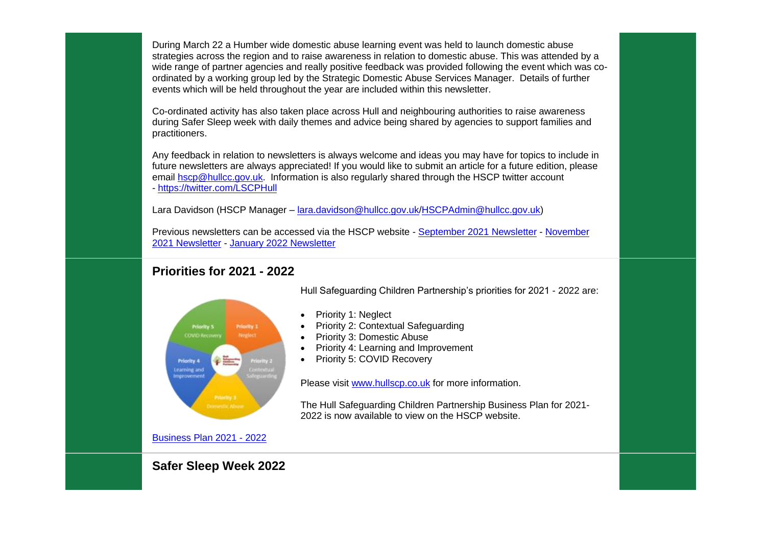During March 22 a Humber wide domestic abuse learning event was held to launch domestic abuse strategies across the region and to raise awareness in relation to domestic abuse. This was attended by a wide range of partner agencies and really positive feedback was provided following the event which was co-ordinated by a working group led by the Strategic Domestic Abuse Services Manager. Details of further events which will be held throughout the year are included within this newsletter.

Co-ordinated activity has also taken place across Hull and neighbouring authorities to raise awareness during Safer Sleep week with daily themes and advice being shared by agencies to support families and practitioners.

Any feedback in relation to newsletters is always welcome and ideas you may have for topics to include in future newsletters are always appreciated! If you would like to submit an article for a future edition, please email hscp@hullcc.gov.uk. Information is also regularly shared through the HSCP twitter account - https://twitter.com/LSCPHull

Lara Davidson (HSCP Manager – lara.davidson@hullcc.gov.uk/HSCPAdmin@hullcc.gov.uk)

Previous newsletters can be accessed via the HSCP website - September 2021 Newsletter - November 2021 Newsletter - January 2022 Newsletter

## Priorities for 2021 - 2022

Hull Safeguarding Children Partnership's priorities for 2021 - 2022 are:

- Priority 1: Neglect
- Priority 2: Contextual Safeguarding
- Priority 3: Domestic Abuse
- Priority 4: Learning and Improvement
- Priority 5: COVID Recovery

Please visit www.hullscp.co.uk for more information.

The Hull Safeguarding Children Partnership Business Plan for 2021-2022 is now available to view on the HSCP website.

Business Plan 2021 - 2022

## Safer Sleep Week 2022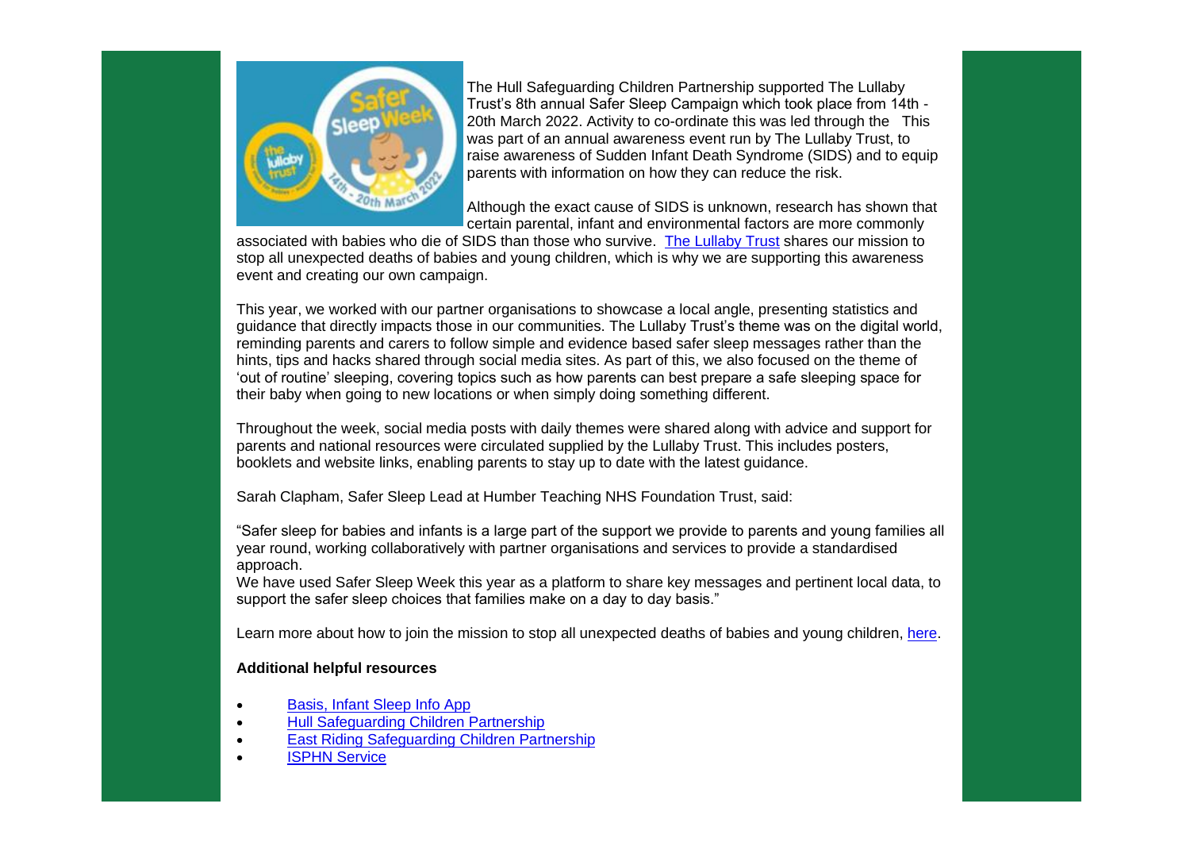The Hull Safeguarding Children Partnership supported The Lullaby Trust's 8th annual Safer Sleep Campaign which took place from 14th - 20th March 2022. Activity to co-ordinate this was led through the This was part of an annual awareness event run by The Lullaby Trust, to raise awareness of Sudden Infant Death Syndrome (SIDS) and to equip parents with information on how they can reduce the risk.

Although the exact cause of SIDS is unknown, research has shown that certain parental, infant and environmental factors are more commonly associated with babies who die of SIDS than those who survive. [The Lullaby Trust] shares our mission to stop all unexpected deaths of babies and young children, which is why we are supporting this awareness event and creating our own campaign.

This year, we worked with our partner organisations to showcase a local angle, presenting statistics and guidance that directly impacts those in our communities. The Lullaby Trust's theme was on the digital world, reminding parents and carers to follow simple and evidence based safer sleep messages rather than the hints, tips and hacks shared through social media sites. As part of this, we also focused on the theme of 'out of routine' sleeping, covering topics such as how parents can best prepare a safe sleeping space for their baby when going to new locations or when simply doing something different.

Throughout the week, social media posts with daily themes were shared along with advice and support for parents and national resources were circulated supplied by the Lullaby Trust. This includes posters, booklets and website links, enabling parents to stay up to date with the latest guidance.

Sarah Clapham, Safer Sleep Lead at Humber Teaching NHS Foundation Trust, said:

"Safer sleep for babies and infants is a large part of the support we provide to parents and young families all year round, working collaboratively with partner organisations and services to provide a standardised approach.
We have used Safer Sleep Week this year as a platform to share key messages and pertinent local data, to support the safer sleep choices that families make on a day to day basis."

Learn more about how to join the mission to stop all unexpected deaths of babies and young children, [here].

**Additional helpful resources**

- Basis, Infant Sleep Info App
- Hull Safeguarding Children Partnership
- East Riding Safeguarding Children Partnership
- ISPHN Service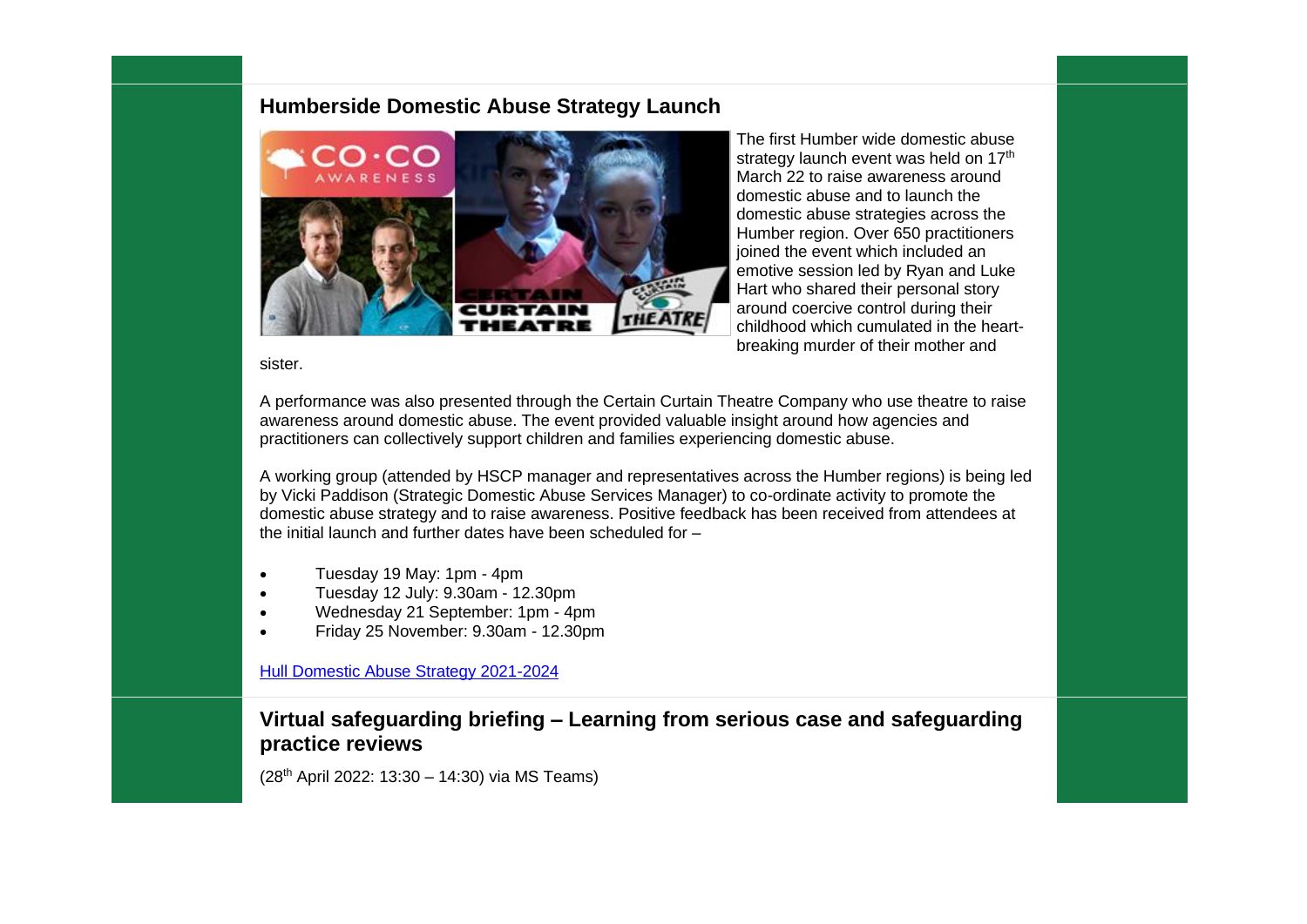## Humberside Domestic Abuse Strategy Launch

The first Humber wide domestic abuse strategy launch event was held on 17th March 22 to raise awareness around domestic abuse and to launch the domestic abuse strategies across the Humber region. Over 650 practitioners joined the event which included an emotive session led by Ryan and Luke Hart who shared their personal story around coercive control during their childhood which cumulated in the heart-breaking murder of their mother and sister.

A performance was also presented through the Certain Curtain Theatre Company who use theatre to raise awareness around domestic abuse. The event provided valuable insight around how agencies and practitioners can collectively support children and families experiencing domestic abuse.

A working group (attended by HSCP manager and representatives across the Humber regions) is being led by Vicki Paddison (Strategic Domestic Abuse Services Manager) to co-ordinate activity to promote the domestic abuse strategy and to raise awareness. Positive feedback has been received from attendees at the initial launch and further dates have been scheduled for –

- Tuesday 19 May: 1pm - 4pm
- Tuesday 12 July: 9.30am - 12.30pm
- Wednesday 21 September: 1pm - 4pm
- Friday 25 November: 9.30am - 12.30pm

Hull Domestic Abuse Strategy 2021-2024

## Virtual safeguarding briefing – Learning from serious case and safeguarding practice reviews

(28th April 2022: 13:30 – 14:30) via MS Teams)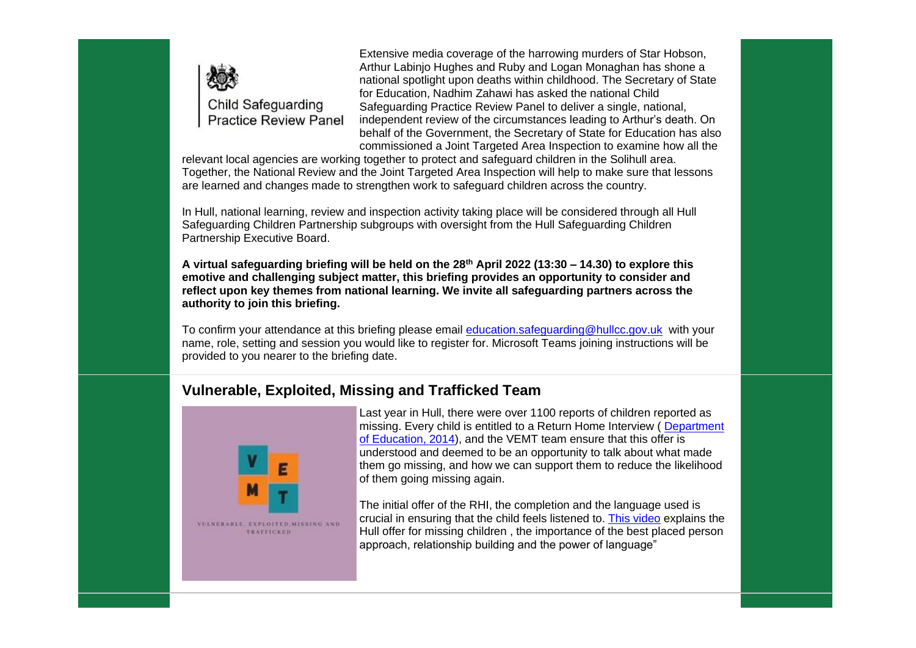Child Safeguarding Practice Review Panel

Extensive media coverage of the harrowing murders of Star Hobson, Arthur Labinjo Hughes and Ruby and Logan Monaghan has shone a national spotlight upon deaths within childhood. The Secretary of State for Education, Nadhim Zahawi has asked the national Child Safeguarding Practice Review Panel to deliver a single, national, independent review of the circumstances leading to Arthur's death. On behalf of the Government, the Secretary of State for Education has also commissioned a Joint Targeted Area Inspection to examine how all the relevant local agencies are working together to protect and safeguard children in the Solihull area. Together, the National Review and the Joint Targeted Area Inspection will help to make sure that lessons are learned and changes made to strengthen work to safeguard children across the country.

In Hull, national learning, review and inspection activity taking place will be considered through all Hull Safeguarding Children Partnership subgroups with oversight from the Hull Safeguarding Children Partnership Executive Board.

**A virtual safeguarding briefing will be held on the 28th April 2022 (13:30 – 14.30) to explore this emotive and challenging subject matter, this briefing provides an opportunity to consider and reflect upon key themes from national learning. We invite all safeguarding partners across the authority to join this briefing.**

To confirm your attendance at this briefing please email education.safeguarding@hullcc.gov.uk with your name, role, setting and session you would like to register for. Microsoft Teams joining instructions will be provided to you nearer to the briefing date.

## Vulnerable, Exploited, Missing and Trafficked Team

V E M T

VULNERABLE, EXPLOITED, MISSING AND TRAFFICKED

Last year in Hull, there were over 1100 reports of children reported as missing. Every child is entitled to a Return Home Interview ( Department of Education, 2014), and the VEMT team ensure that this offer is understood and deemed to be an opportunity to talk about what made them go missing, and how we can support them to reduce the likelihood of them going missing again.

The initial offer of the RHI, the completion and the language used is crucial in ensuring that the child feels listened to. This video explains the Hull offer for missing children , the importance of the best placed person approach, relationship building and the power of language"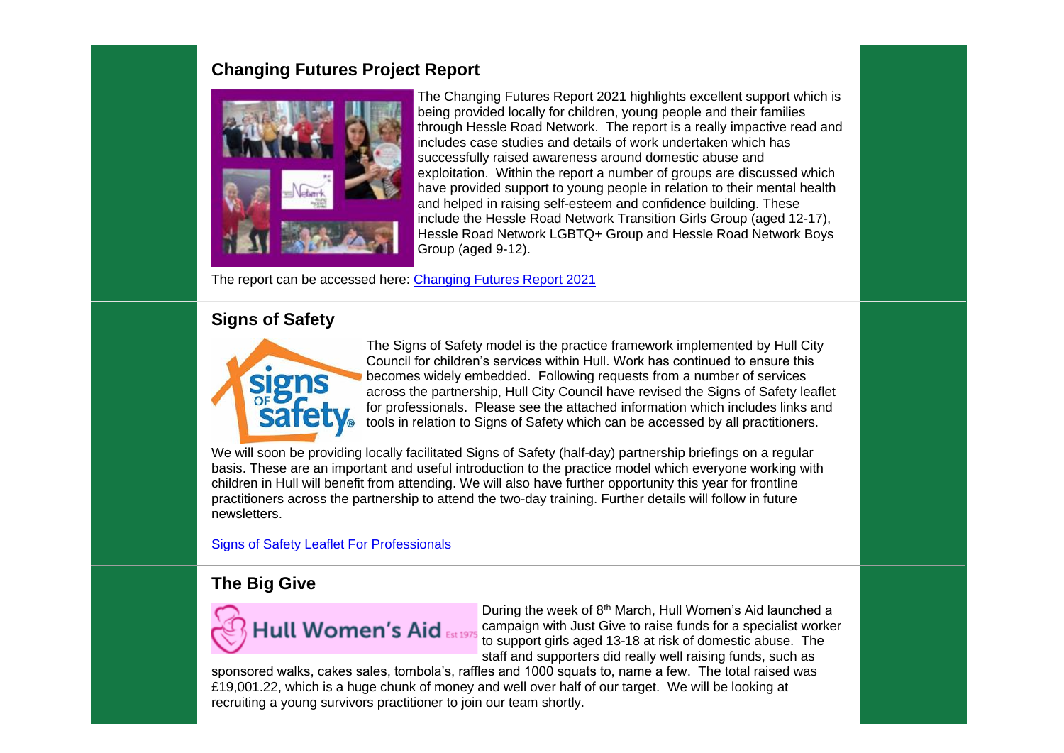## Changing Futures Project Report

The Changing Futures Report 2021 highlights excellent support which is being provided locally for children, young people and their families through Hessle Road Network. The report is a really impactive read and includes case studies and details of work undertaken which has successfully raised awareness around domestic abuse and exploitation. Within the report a number of groups are discussed which have provided support to young people in relation to their mental health and helped in raising self-esteem and confidence building. These include the Hessle Road Network Transition Girls Group (aged 12-17), Hessle Road Network LGBTQ+ Group and Hessle Road Network Boys Group (aged 9-12).

The report can be accessed here: [Changing Futures Report 2021]

## Signs of Safety

The Signs of Safety model is the practice framework implemented by Hull City Council for children's services within Hull. Work has continued to ensure this becomes widely embedded. Following requests from a number of services across the partnership, Hull City Council have revised the Signs of Safety leaflet for professionals. Please see the attached information which includes links and tools in relation to Signs of Safety which can be accessed by all practitioners.

We will soon be providing locally facilitated Signs of Safety (half-day) partnership briefings on a regular basis. These are an important and useful introduction to the practice model which everyone working with children in Hull will benefit from attending. We will also have further opportunity this year for frontline practitioners across the partnership to attend the two-day training. Further details will follow in future newsletters.

[Signs of Safety Leaflet For Professionals]

## The Big Give

During the week of 8th March, Hull Women's Aid launched a campaign with Just Give to raise funds for a specialist worker to support girls aged 13-18 at risk of domestic abuse. The staff and supporters did really well raising funds, such as sponsored walks, cakes sales, tombola's, raffles and 1000 squats to, name a few. The total raised was £19,001.22, which is a huge chunk of money and well over half of our target. We will be looking at recruiting a young survivors practitioner to join our team shortly.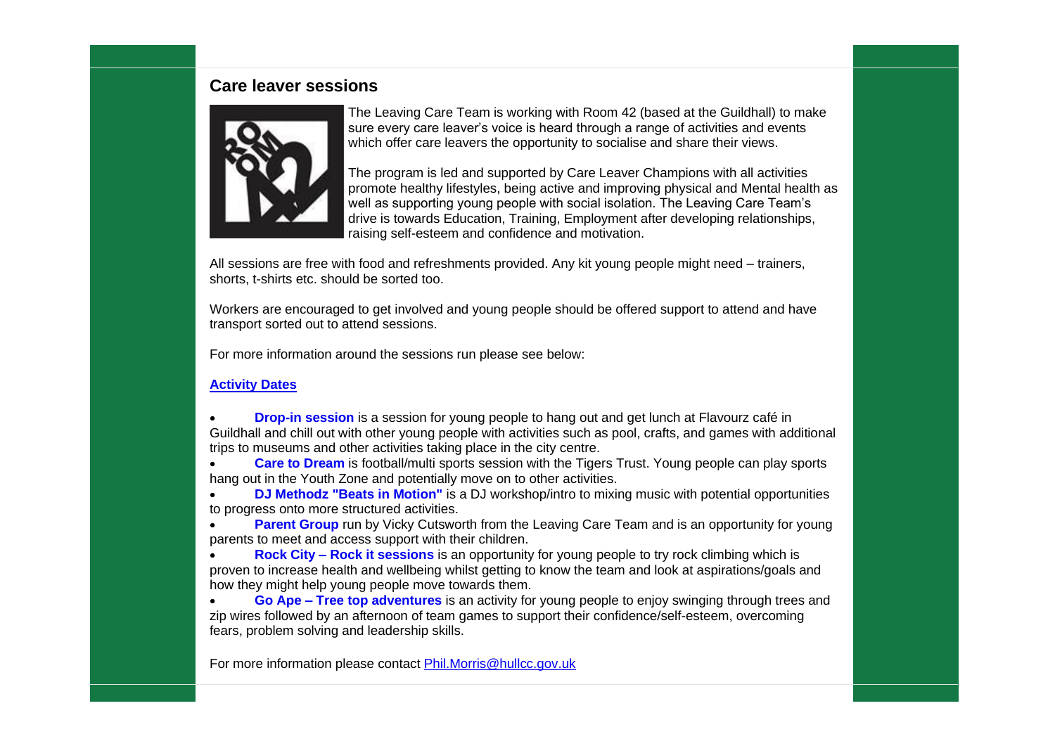## Care leaver sessions

The Leaving Care Team is working with Room 42 (based at the Guildhall) to make sure every care leaver's voice is heard through a range of activities and events which offer care leavers the opportunity to socialise and share their views.

The program is led and supported by Care Leaver Champions with all activities promote healthy lifestyles, being active and improving physical and Mental health as well as supporting young people with social isolation. The Leaving Care Team's drive is towards Education, Training, Employment after developing relationships, raising self-esteem and confidence and motivation.

All sessions are free with food and refreshments provided. Any kit young people might need – trainers, shorts, t-shirts etc. should be sorted too.

Workers are encouraged to get involved and young people should be offered support to attend and have transport sorted out to attend sessions.

For more information around the sessions run please see below:

**Activity Dates**

- **Drop-in session** is a session for young people to hang out and get lunch at Flavourz café in Guildhall and chill out with other young people with activities such as pool, crafts, and games with additional trips to museums and other activities taking place in the city centre.
- **Care to Dream** is football/multi sports session with the Tigers Trust. Young people can play sports hang out in the Youth Zone and potentially move on to other activities.
- **DJ Methodz "Beats in Motion"** is a DJ workshop/intro to mixing music with potential opportunities to progress onto more structured activities.
- **Parent Group** run by Vicky Cutsworth from the Leaving Care Team and is an opportunity for young parents to meet and access support with their children.
- **Rock City – Rock it sessions** is an opportunity for young people to try rock climbing which is proven to increase health and wellbeing whilst getting to know the team and look at aspirations/goals and how they might help young people move towards them.
- **Go Ape – Tree top adventures** is an activity for young people to enjoy swinging through trees and zip wires followed by an afternoon of team games to support their confidence/self-esteem, overcoming fears, problem solving and leadership skills.

For more information please contact Phil.Morris@hullcc.gov.uk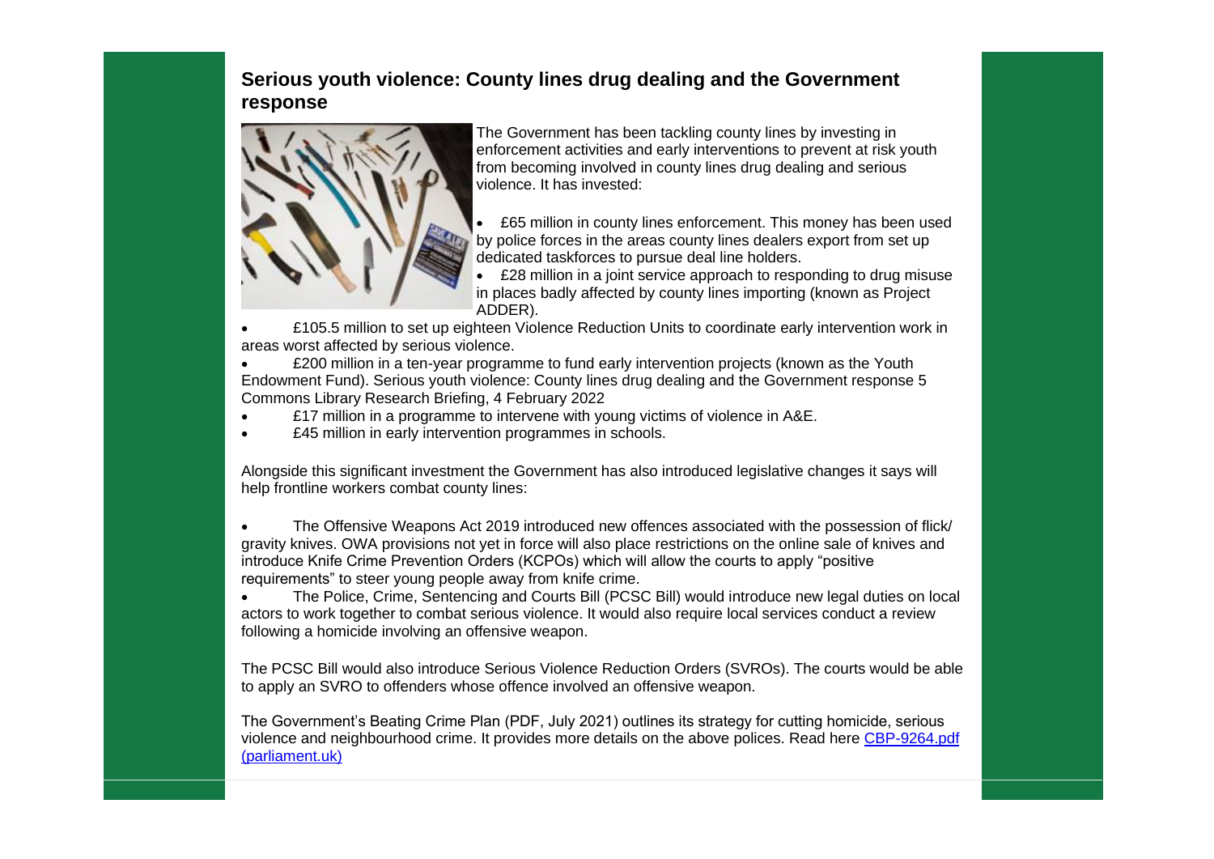## Serious youth violence: County lines drug dealing and the Government response

The Government has been tackling county lines by investing in enforcement activities and early interventions to prevent at risk youth from becoming involved in county lines drug dealing and serious violence. It has invested:

- £65 million in county lines enforcement. This money has been used by police forces in the areas county lines dealers export from set up dedicated taskforces to pursue deal line holders.
- £28 million in a joint service approach to responding to drug misuse in places badly affected by county lines importing (known as Project ADDER).
- £105.5 million to set up eighteen Violence Reduction Units to coordinate early intervention work in areas worst affected by serious violence.
- £200 million in a ten-year programme to fund early intervention projects (known as the Youth Endowment Fund). Serious youth violence: County lines drug dealing and the Government response 5 Commons Library Research Briefing, 4 February 2022
- £17 million in a programme to intervene with young victims of violence in A&E.
- £45 million in early intervention programmes in schools.

Alongside this significant investment the Government has also introduced legislative changes it says will help frontline workers combat county lines:

- The Offensive Weapons Act 2019 introduced new offences associated with the possession of flick/ gravity knives. OWA provisions not yet in force will also place restrictions on the online sale of knives and introduce Knife Crime Prevention Orders (KCPOs) which will allow the courts to apply "positive requirements" to steer young people away from knife crime.
- The Police, Crime, Sentencing and Courts Bill (PCSC Bill) would introduce new legal duties on local actors to work together to combat serious violence. It would also require local services conduct a review following a homicide involving an offensive weapon.

The PCSC Bill would also introduce Serious Violence Reduction Orders (SVROs). The courts would be able to apply an SVRO to offenders whose offence involved an offensive weapon.

The Government's Beating Crime Plan (PDF, July 2021) outlines its strategy for cutting homicide, serious violence and neighbourhood crime. It provides more details on the above polices. Read here [CBP-9264.pdf (parliament.uk)](CBP-9264.pdf)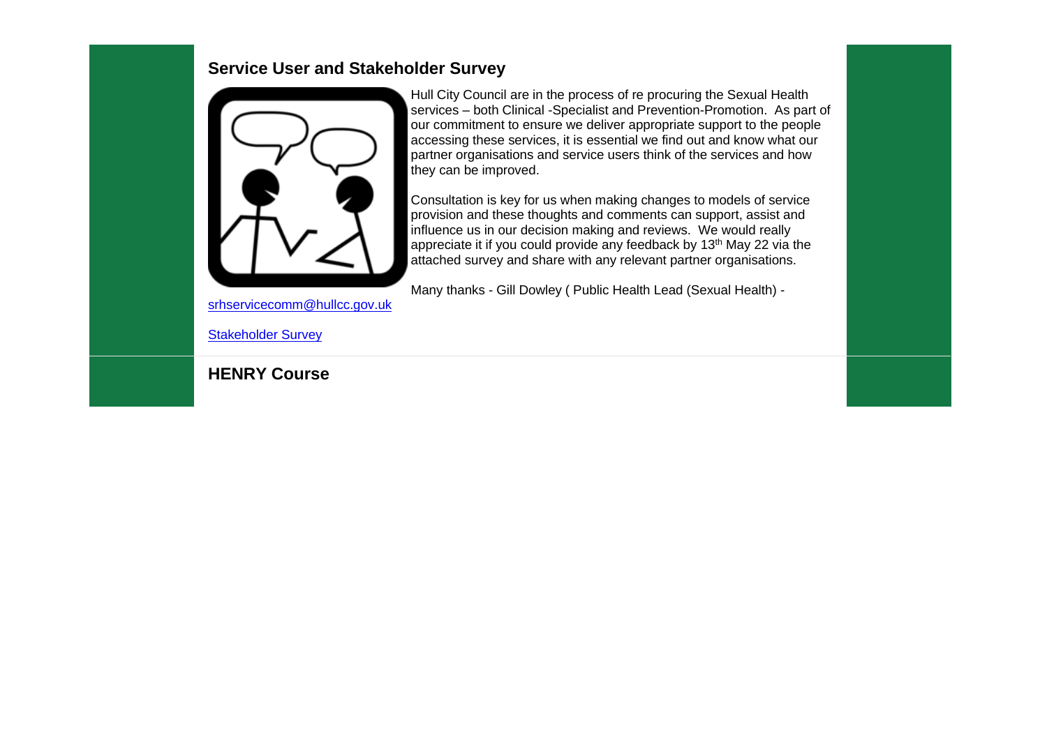## Service User and Stakeholder Survey

Hull City Council are in the process of re procuring the Sexual Health services – both Clinical -Specialist and Prevention-Promotion. As part of our commitment to ensure we deliver appropriate support to the people accessing these services, it is essential we find out and know what our partner organisations and service users think of the services and how they can be improved.

Consultation is key for us when making changes to models of service provision and these thoughts and comments can support, assist and influence us in our decision making and reviews. We would really appreciate it if you could provide any feedback by 13th May 22 via the attached survey and share with any relevant partner organisations.

Many thanks - Gill Dowley ( Public Health Lead (Sexual Health) - srhservicecomm@hullcc.gov.uk

Stakeholder Survey

## HENRY Course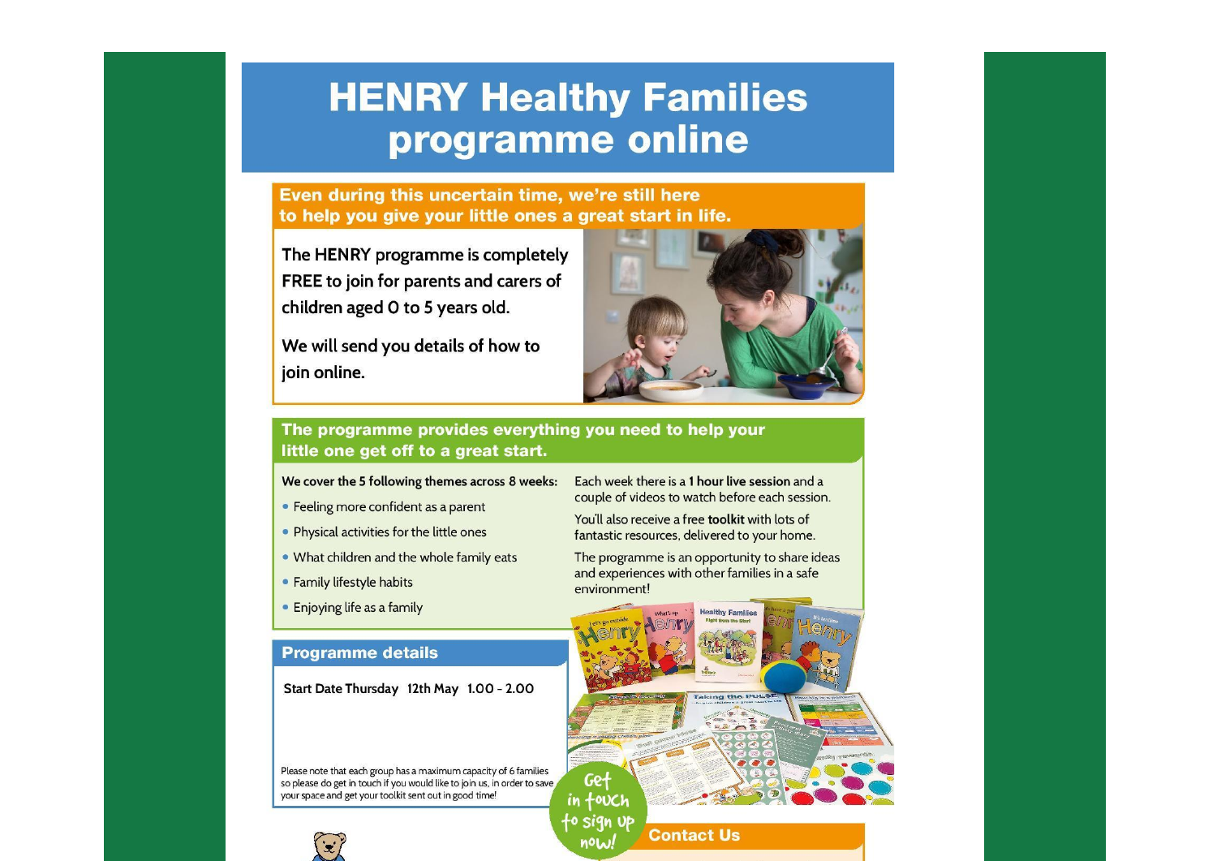# HENRY Healthy Families programme online

## Even during this uncertain time, we're still here to help you give your little ones a great start in life.

The HENRY programme is completely FREE to join for parents and carers of children aged 0 to 5 years old.

We will send you details of how to join online.

## The programme provides everything you need to help your little one get off to a great start.

**We cover the 5 following themes across 8 weeks:**

- Feeling more confident as a parent
- Physical activities for the little ones
- What children and the whole family eats
- Family lifestyle habits
- Enjoying life as a family

Each week there is a **1 hour live session** and a couple of videos to watch before each session.

You'll also receive a free **toolkit** with lots of fantastic resources, delivered to your home.

The programme is an opportunity to share ideas and experiences with other families in a safe environment!

## Programme details

Start Date Thursday 12th May 1.00 - 2.00

Please note that each group has a maximum capacity of 6 families so please do get in touch if you would like to join us, in order to save your space and get your toolkit sent out in good time!

Get in touch to sign up now!

## Contact Us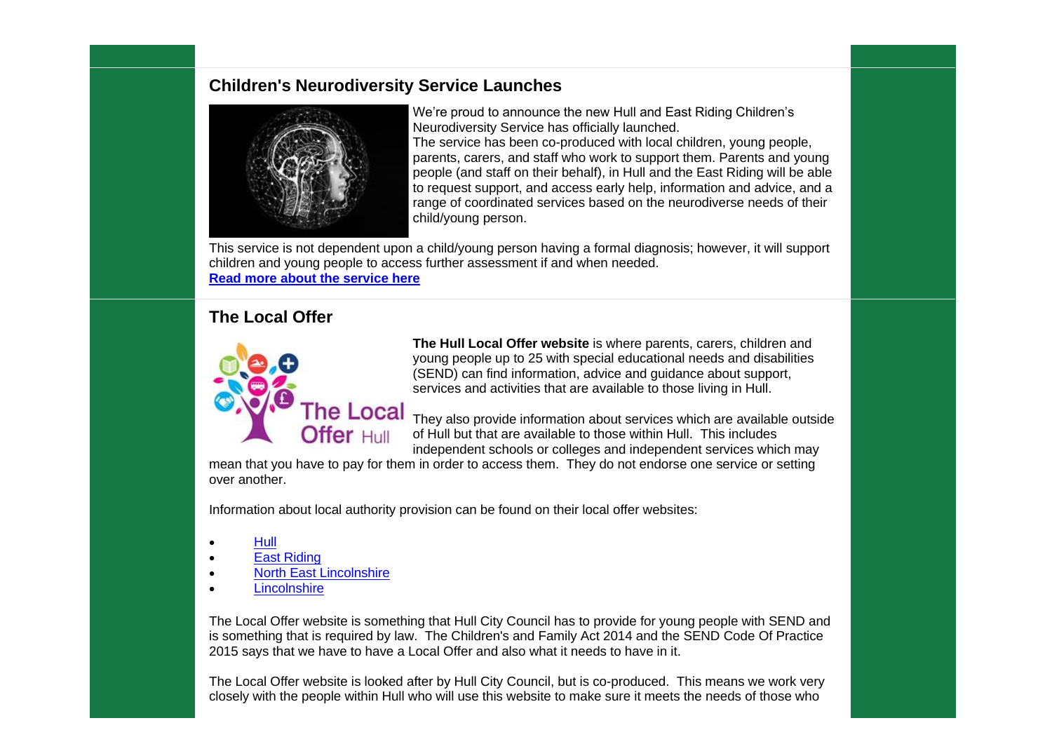## Children's Neurodiversity Service Launches

We're proud to announce the new Hull and East Riding Children's Neurodiversity Service has officially launched.
The service has been co-produced with local children, young people, parents, carers, and staff who work to support them. Parents and young people (and staff on their behalf), in Hull and the East Riding will be able to request support, and access early help, information and advice, and a range of coordinated services based on the neurodiverse needs of their child/young person.

This service is not dependent upon a child/young person having a formal diagnosis; however, it will support children and young people to access further assessment if and when needed.
**Read more about the service here**

## The Local Offer

**The Hull Local Offer website** is where parents, carers, children and young people up to 25 with special educational needs and disabilities (SEND) can find information, advice and guidance about support, services and activities that are available to those living in Hull.

They also provide information about services which are available outside of Hull but that are available to those within Hull. This includes independent schools or colleges and independent services which may mean that you have to pay for them in order to access them. They do not endorse one service or setting over another.

Information about local authority provision can be found on their local offer websites:

- Hull
- East Riding
- North East Lincolnshire
- Lincolnshire

The Local Offer website is something that Hull City Council has to provide for young people with SEND and is something that is required by law. The Children's and Family Act 2014 and the SEND Code Of Practice 2015 says that we have to have a Local Offer and also what it needs to have in it.

The Local Offer website is looked after by Hull City Council, but is co-produced. This means we work very closely with the people within Hull who will use this website to make sure it meets the needs of those who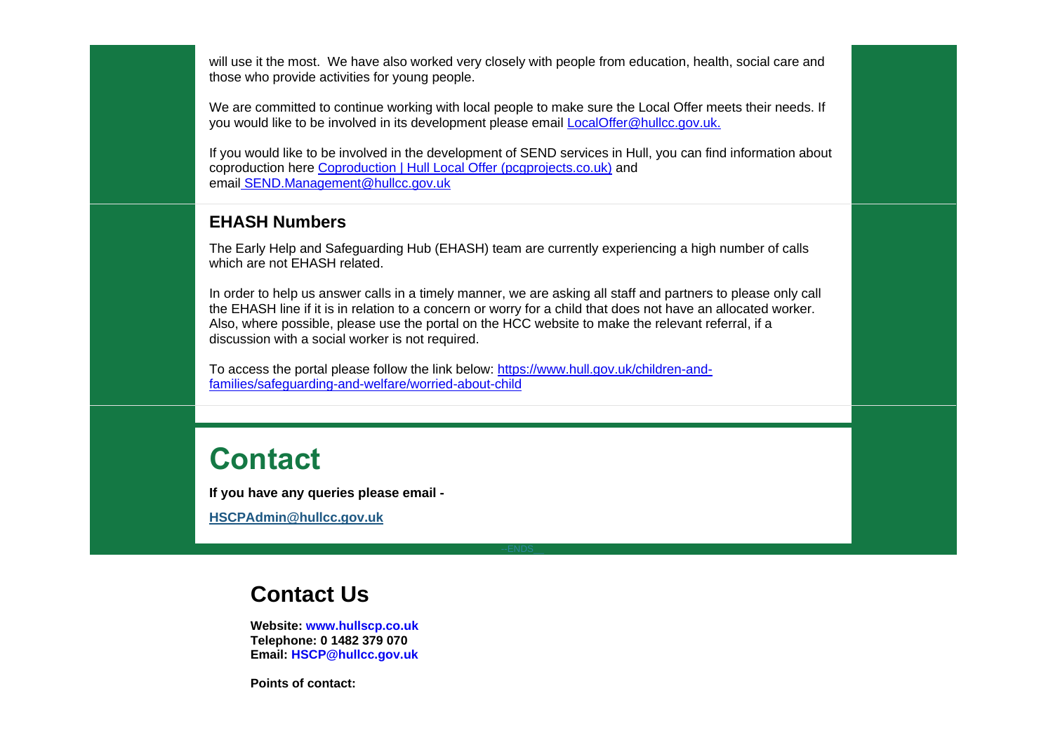will use it the most.  We have also worked very closely with people from education, health, social care and those who provide activities for young people.

We are committed to continue working with local people to make sure the Local Offer meets their needs. If you would like to be involved in its development please email LocalOffer@hullcc.gov.uk.

If you would like to be involved in the development of SEND services in Hull, you can find information about coproduction here Coproduction | Hull Local Offer (pcgprojects.co.uk) and email SEND.Management@hullcc.gov.uk

### EHASH Numbers

The Early Help and Safeguarding Hub (EHASH) team are currently experiencing a high number of calls which are not EHASH related.

In order to help us answer calls in a timely manner, we are asking all staff and partners to please only call the EHASH line if it is in relation to a concern or worry for a child that does not have an allocated worker. Also, where possible, please use the portal on the HCC website to make the relevant referral, if a discussion with a social worker is not required.

To access the portal please follow the link below: https://www.hull.gov.uk/children-and-families/safeguarding-and-welfare/worried-about-child

## Contact

**If you have any queries please email -**

**HSCPAdmin@hullcc.gov.uk**

--ENDS--

## Contact Us

**Website: www.hullscp.co.uk**
**Telephone: 0 1482 379 070**
**Email: HSCP@hullcc.gov.uk**

**Points of contact:**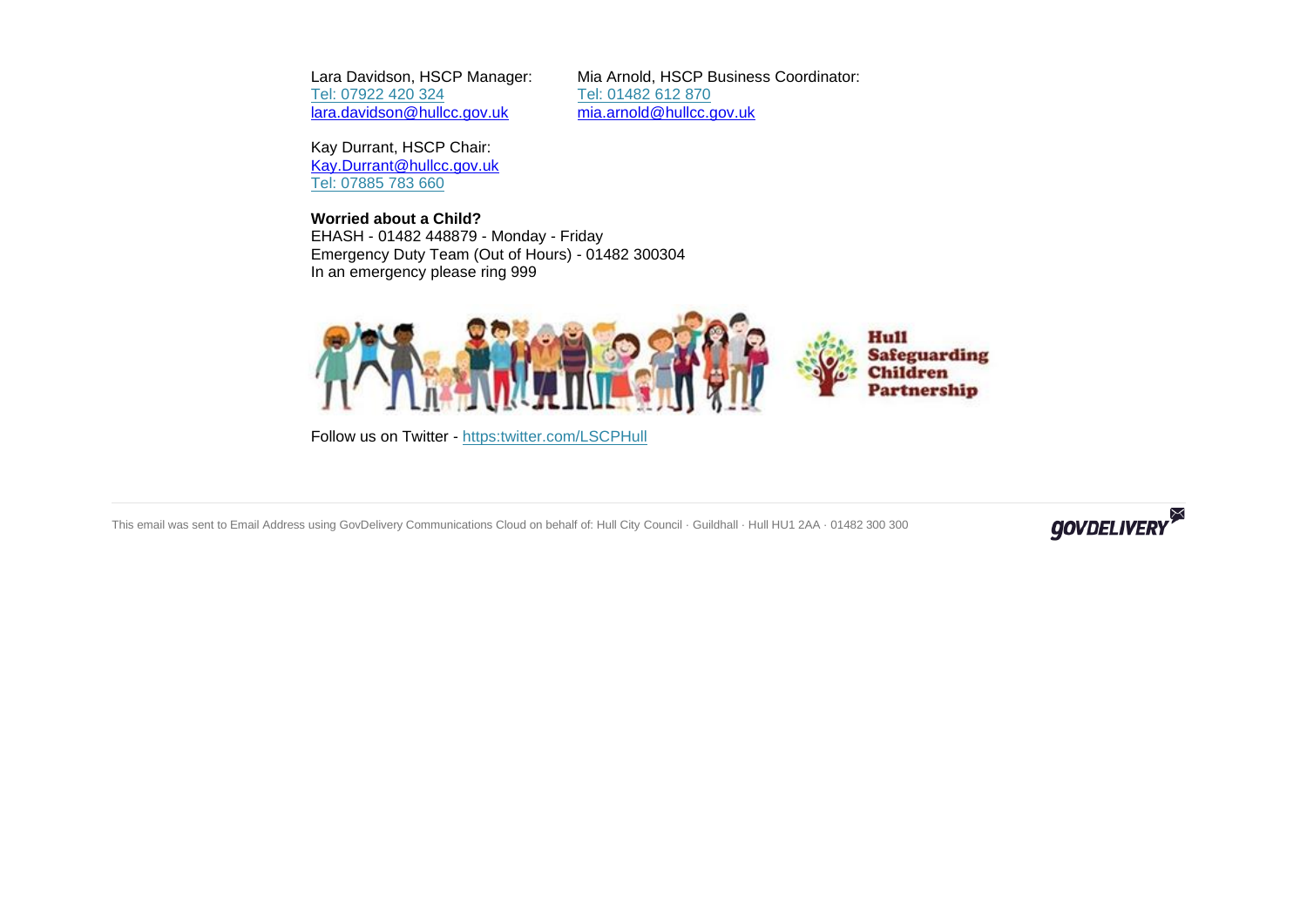Lara Davidson, HSCP Manager:
Tel: 07922 420 324
lara.davidson@hullcc.gov.uk

Mia Arnold, HSCP Business Coordinator:
Tel: 01482 612 870
mia.arnold@hullcc.gov.uk

Kay Durrant, HSCP Chair:
Kay.Durrant@hullcc.gov.uk
Tel: 07885 783 660

**Worried about a Child?**
EHASH - 01482 448879 - Monday - Friday
Emergency Duty Team (Out of Hours) - 01482 300304
In an emergency please ring 999

Hull Safeguarding Children Partnership

Follow us on Twitter - https:twitter.com/LSCPHull

This email was sent to Email Address using GovDelivery Communications Cloud on behalf of: Hull City Council · Guildhall · Hull HU1 2AA · 01482 300 300